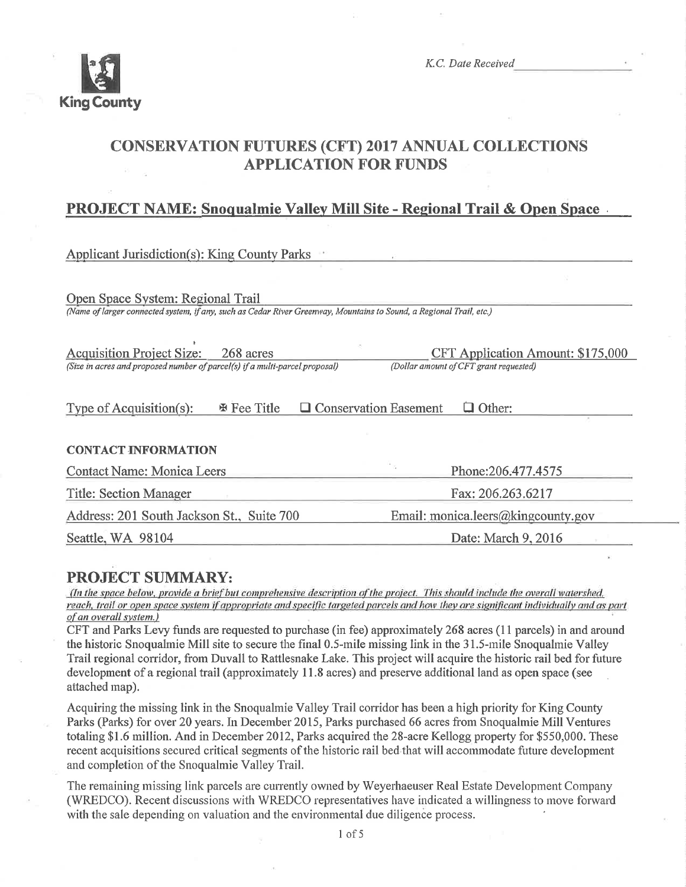King County

K.C. Date Received

# CONSERVATION FUTURES (CFT) 2017 ANNUAL COLLECTIONS APPLICATION FOR FUNDS

## PROJECT NAME: Snoqualmie Valley Mill Site - Regional Trail & Open Space

Applicant Jurisdiction(s): King County Parks

Open Space System: Regional Trail
*(Name of larger connected system, if any, such as Cedar River Greenway, Mountains to Sound, a Regional Trail, etc.)*

Acquisition Project Size: 268 acres
*(Size in acres and proposed number of parcel(s) if a multi-parcel proposal)*

CFT Application Amount: $175,000
*(Dollar amount of CFT grant requested)*

Type of Acquisition(s): ☒ Fee Title ☐ Conservation Easement ☐ Other:

**CONTACT INFORMATION**

| | |
|---|---|
| Contact Name: Monica Leers | Phone: 206.477.4575 |
| Title: Section Manager | Fax: 206.263.6217 |
| Address: 201 South Jackson St., Suite 700 | Email: monica.leers@kingcounty.gov |
| Seattle, WA 98104 | Date: March 9, 2016 |

## PROJECT SUMMARY:

*(In the space below, provide a brief but comprehensive description of the project. This should include the overall watershed, reach, trail or open space system if appropriate and specific targeted parcels and how they are significant individually and as part of an overall system.)*

CFT and Parks Levy funds are requested to purchase (in fee) approximately 268 acres (11 parcels) in and around the historic Snoqualmie Mill site to secure the final 0.5-mile missing link in the 31.5-mile Snoqualmie Valley Trail regional corridor, from Duvall to Rattlesnake Lake. This project will acquire the historic rail bed for future development of a regional trail (approximately 11.8 acres) and preserve additional land as open space (see attached map).

Acquiring the missing link in the Snoqualmie Valley Trail corridor has been a high priority for King County Parks (Parks) for over 20 years. In December 2015, Parks purchased 66 acres from Snoqualmie Mill Ventures totaling $1.6 million. And in December 2012, Parks acquired the 28-acre Kellogg property for $550,000. These recent acquisitions secured critical segments of the historic rail bed that will accommodate future development and completion of the Snoqualmie Valley Trail.

The remaining missing link parcels are currently owned by Weyerhaeuser Real Estate Development Company (WREDCO). Recent discussions with WREDCO representatives have indicated a willingness to move forward with the sale depending on valuation and the environmental due diligence process.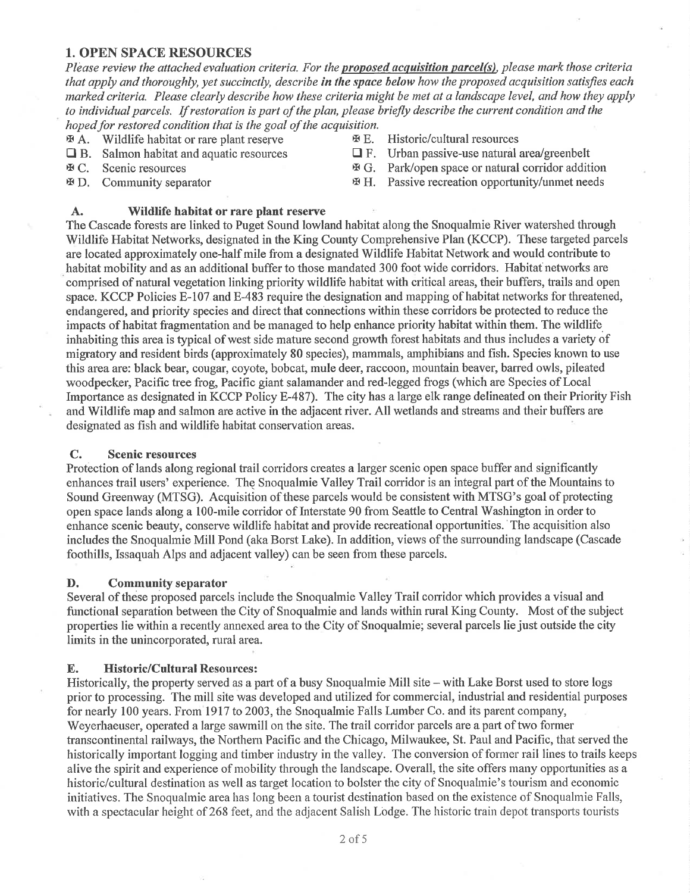## 1. OPEN SPACE RESOURCES

*Please review the attached evaluation criteria. For the* ***proposed acquisition parcel(s)****, please mark those criteria that apply and thoroughly, yet succinctly, describe* ***in the space below*** *how the proposed acquisition satisfies each marked criteria. Please clearly describe how these criteria might be met at a landscape level, and how they apply to individual parcels. If restoration is part of the plan, please briefly describe the current condition and the hoped for restored condition that is the goal of the acquisition.*

- ☒ A. Wildlife habitat or rare plant reserve
- ☐ B. Salmon habitat and aquatic resources
- ☒ C. Scenic resources
- ☒ D. Community separator
- ☒ E. Historic/cultural resources
- ☐ F. Urban passive-use natural area/greenbelt
- ☒ G. Park/open space or natural corridor addition
- ☒ H. Passive recreation opportunity/unmet needs

### A. Wildlife habitat or rare plant reserve

The Cascade forests are linked to Puget Sound lowland habitat along the Snoqualmie River watershed through Wildlife Habitat Networks, designated in the King County Comprehensive Plan (KCCP). These targeted parcels are located approximately one-half mile from a designated Wildlife Habitat Network and would contribute to habitat mobility and as an additional buffer to those mandated 300 foot wide corridors. Habitat networks are comprised of natural vegetation linking priority wildlife habitat with critical areas, their buffers, trails and open space. KCCP Policies E-107 and E-483 require the designation and mapping of habitat networks for threatened, endangered, and priority species and direct that connections within these corridors be protected to reduce the impacts of habitat fragmentation and be managed to help enhance priority habitat within them. The wildlife inhabiting this area is typical of west side mature second growth forest habitats and thus includes a variety of migratory and resident birds (approximately 80 species), mammals, amphibians and fish. Species known to use this area are: black bear, cougar, coyote, bobcat, mule deer, raccoon, mountain beaver, barred owls, pileated woodpecker, Pacific tree frog, Pacific giant salamander and red-legged frogs (which are Species of Local Importance as designated in KCCP Policy E-487). The city has a large elk range delineated on their Priority Fish and Wildlife map and salmon are active in the adjacent river. All wetlands and streams and their buffers are designated as fish and wildlife habitat conservation areas.

### C. Scenic resources

Protection of lands along regional trail corridors creates a larger scenic open space buffer and significantly enhances trail users' experience. The Snoqualmie Valley Trail corridor is an integral part of the Mountains to Sound Greenway (MTSG). Acquisition of these parcels would be consistent with MTSG's goal of protecting open space lands along a 100-mile corridor of Interstate 90 from Seattle to Central Washington in order to enhance scenic beauty, conserve wildlife habitat and provide recreational opportunities. The acquisition also includes the Snoqualmie Mill Pond (aka Borst Lake). In addition, views of the surrounding landscape (Cascade foothills, Issaquah Alps and adjacent valley) can be seen from these parcels.

### D. Community separator

Several of these proposed parcels include the Snoqualmie Valley Trail corridor which provides a visual and functional separation between the City of Snoqualmie and lands within rural King County. Most of the subject properties lie within a recently annexed area to the City of Snoqualmie; several parcels lie just outside the city limits in the unincorporated, rural area.

### E. Historic/Cultural Resources:

Historically, the property served as a part of a busy Snoqualmie Mill site – with Lake Borst used to store logs prior to processing. The mill site was developed and utilized for commercial, industrial and residential purposes for nearly 100 years. From 1917 to 2003, the Snoqualmie Falls Lumber Co. and its parent company, Weyerhaeuser, operated a large sawmill on the site. The trail corridor parcels are a part of two former transcontinental railways, the Northern Pacific and the Chicago, Milwaukee, St. Paul and Pacific, that served the historically important logging and timber industry in the valley. The conversion of former rail lines to trails keeps alive the spirit and experience of mobility through the landscape. Overall, the site offers many opportunities as a historic/cultural destination as well as target location to bolster the city of Snoqualmie's tourism and economic initiatives. The Snoqualmie area has long been a tourist destination based on the existence of Snoqualmie Falls, with a spectacular height of 268 feet, and the adjacent Salish Lodge. The historic train depot transports tourists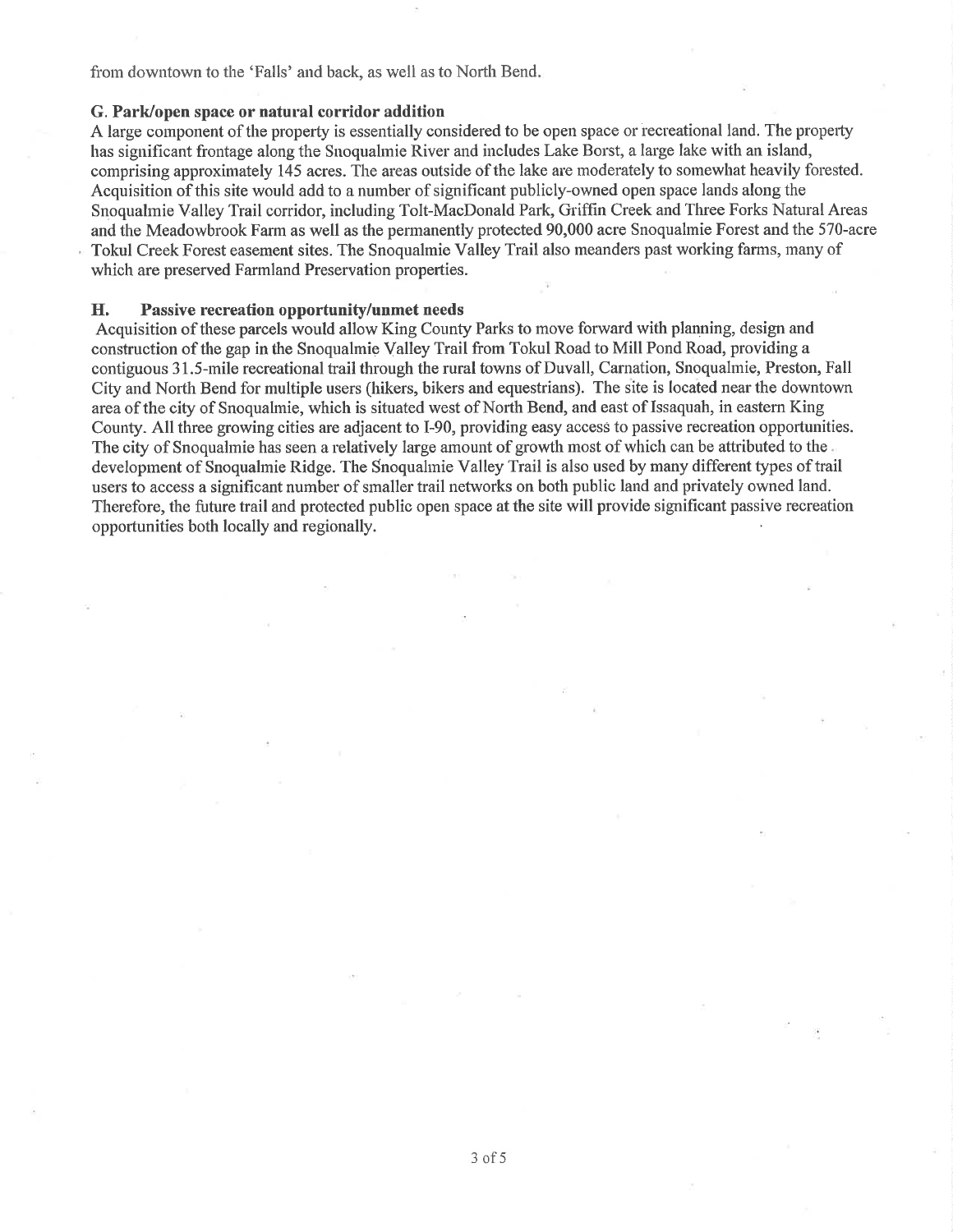from downtown to the 'Falls' and back, as well as to North Bend.

### G. Park/open space or natural corridor addition

A large component of the property is essentially considered to be open space or recreational land. The property has significant frontage along the Snoqualmie River and includes Lake Borst, a large lake with an island, comprising approximately 145 acres. The areas outside of the lake are moderately to somewhat heavily forested. Acquisition of this site would add to a number of significant publicly-owned open space lands along the Snoqualmie Valley Trail corridor, including Tolt-MacDonald Park, Griffin Creek and Three Forks Natural Areas and the Meadowbrook Farm as well as the permanently protected 90,000 acre Snoqualmie Forest and the 570-acre Tokul Creek Forest easement sites. The Snoqualmie Valley Trail also meanders past working farms, many of which are preserved Farmland Preservation properties.

### H. Passive recreation opportunity/unmet needs

Acquisition of these parcels would allow King County Parks to move forward with planning, design and construction of the gap in the Snoqualmie Valley Trail from Tokul Road to Mill Pond Road, providing a contiguous 31.5-mile recreational trail through the rural towns of Duvall, Carnation, Snoqualmie, Preston, Fall City and North Bend for multiple users (hikers, bikers and equestrians). The site is located near the downtown area of the city of Snoqualmie, which is situated west of North Bend, and east of Issaquah, in eastern King County. All three growing cities are adjacent to I-90, providing easy access to passive recreation opportunities. The city of Snoqualmie has seen a relatively large amount of growth most of which can be attributed to the development of Snoqualmie Ridge. The Snoqualmie Valley Trail is also used by many different types of trail users to access a significant number of smaller trail networks on both public land and privately owned land. Therefore, the future trail and protected public open space at the site will provide significant passive recreation opportunities both locally and regionally.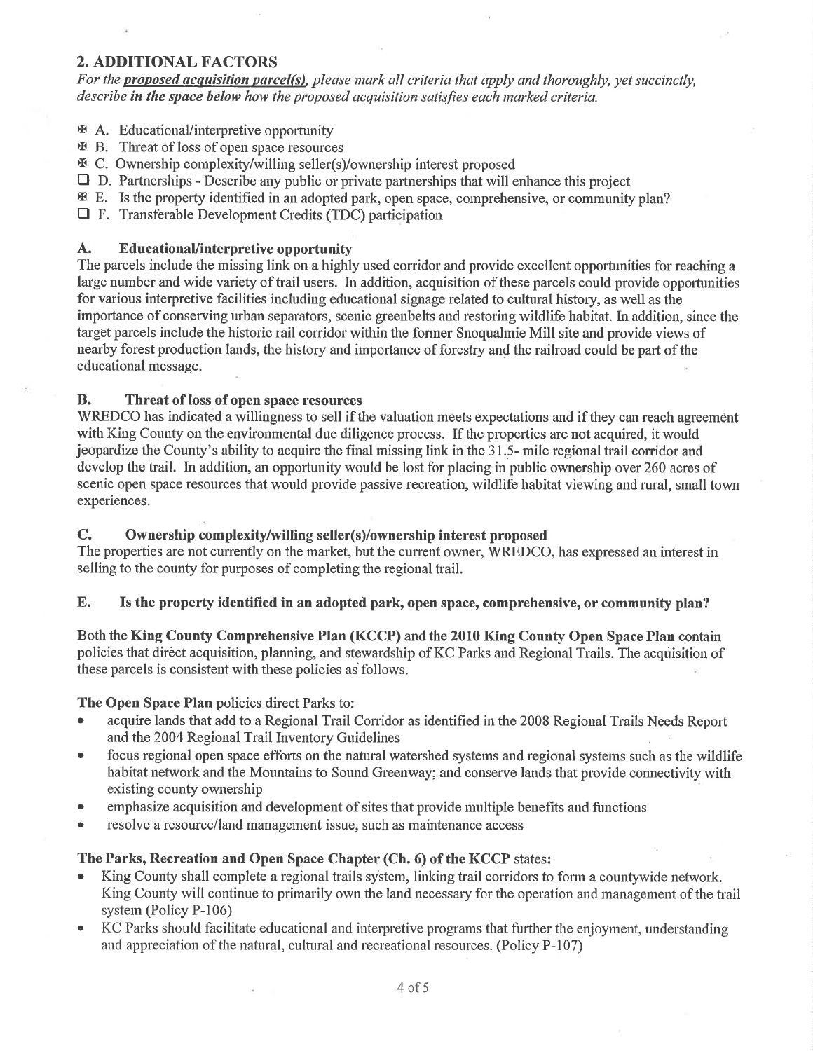## 2. ADDITIONAL FACTORS

*For the **proposed acquisition parcel(s)**, please mark all criteria that apply and thoroughly, yet succinctly, describe **in the space below** how the proposed acquisition satisfies each marked criteria.*

- ☒ A. Educational/interpretive opportunity
- ☒ B. Threat of loss of open space resources
- ☒ C. Ownership complexity/willing seller(s)/ownership interest proposed
- ☐ D. Partnerships - Describe any public or private partnerships that will enhance this project
- ☒ E. Is the property identified in an adopted park, open space, comprehensive, or community plan?
- ☐ F. Transferable Development Credits (TDC) participation

### A. Educational/interpretive opportunity

The parcels include the missing link on a highly used corridor and provide excellent opportunities for reaching a large number and wide variety of trail users. In addition, acquisition of these parcels could provide opportunities for various interpretive facilities including educational signage related to cultural history, as well as the importance of conserving urban separators, scenic greenbelts and restoring wildlife habitat. In addition, since the target parcels include the historic rail corridor within the former Snoqualmie Mill site and provide views of nearby forest production lands, the history and importance of forestry and the railroad could be part of the educational message.

### B. Threat of loss of open space resources

WREDCO has indicated a willingness to sell if the valuation meets expectations and if they can reach agreement with King County on the environmental due diligence process. If the properties are not acquired, it would jeopardize the County's ability to acquire the final missing link in the 31.5- mile regional trail corridor and develop the trail. In addition, an opportunity would be lost for placing in public ownership over 260 acres of scenic open space resources that would provide passive recreation, wildlife habitat viewing and rural, small town experiences.

### C. Ownership complexity/willing seller(s)/ownership interest proposed

The properties are not currently on the market, but the current owner, WREDCO, has expressed an interest in selling to the county for purposes of completing the regional trail.

### E. Is the property identified in an adopted park, open space, comprehensive, or community plan?

Both the **King County Comprehensive Plan (KCCP)** and the **2010 King County Open Space Plan** contain policies that direct acquisition, planning, and stewardship of KC Parks and Regional Trails. The acquisition of these parcels is consistent with these policies as follows.

**The Open Space Plan** policies direct Parks to:

- acquire lands that add to a Regional Trail Corridor as identified in the 2008 Regional Trails Needs Report and the 2004 Regional Trail Inventory Guidelines
- focus regional open space efforts on the natural watershed systems and regional systems such as the wildlife habitat network and the Mountains to Sound Greenway; and conserve lands that provide connectivity with existing county ownership
- emphasize acquisition and development of sites that provide multiple benefits and functions
- resolve a resource/land management issue, such as maintenance access

**The Parks, Recreation and Open Space Chapter (Ch. 6) of the KCCP** states:

- King County shall complete a regional trails system, linking trail corridors to form a countywide network. King County will continue to primarily own the land necessary for the operation and management of the trail system (Policy P-106)
- KC Parks should facilitate educational and interpretive programs that further the enjoyment, understanding and appreciation of the natural, cultural and recreational resources. (Policy P-107)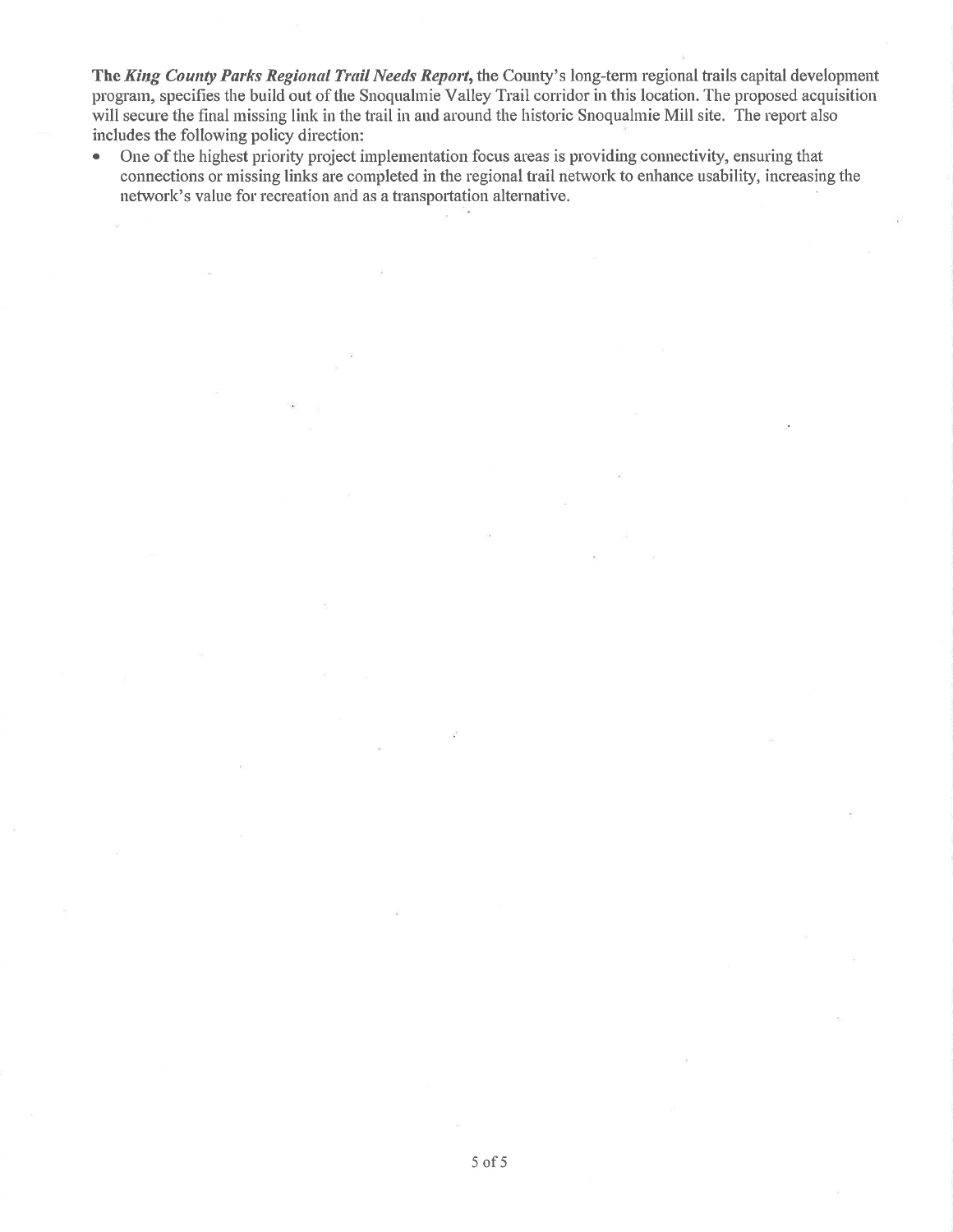**The *King County Parks Regional Trail Needs Report*,** the County's long-term regional trails capital development program, specifies the build out of the Snoqualmie Valley Trail corridor in this location. The proposed acquisition will secure the final missing link in the trail in and around the historic Snoqualmie Mill site. The report also includes the following policy direction:

- One of the highest priority project implementation focus areas is providing connectivity, ensuring that connections or missing links are completed in the regional trail network to enhance usability, increasing the network's value for recreation and as a transportation alternative.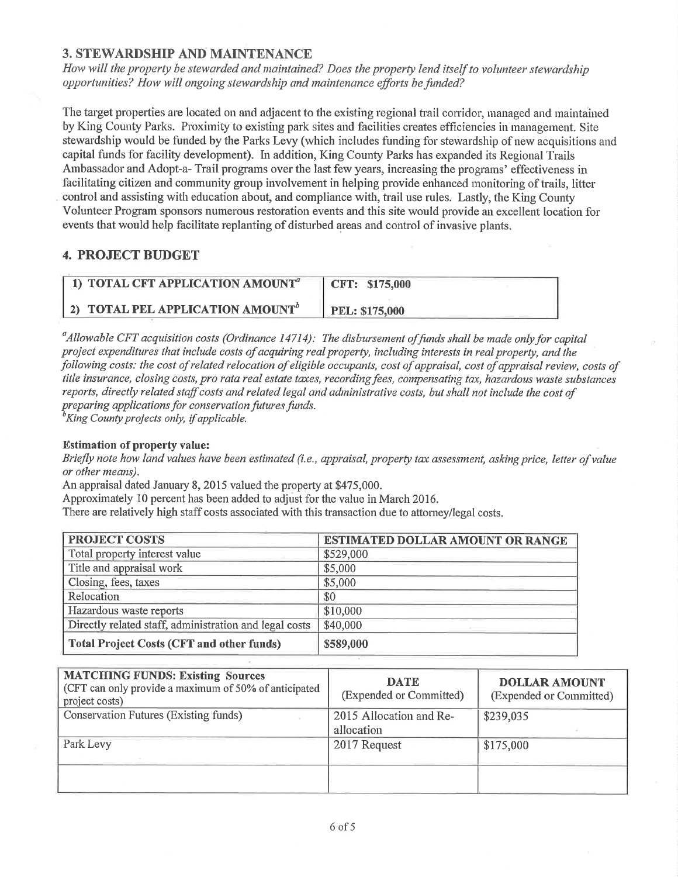## 3. STEWARDSHIP AND MAINTENANCE

*How will the property be stewarded and maintained? Does the property lend itself to volunteer stewardship opportunities? How will ongoing stewardship and maintenance efforts be funded?*

The target properties are located on and adjacent to the existing regional trail corridor, managed and maintained by King County Parks. Proximity to existing park sites and facilities creates efficiencies in management. Site stewardship would be funded by the Parks Levy (which includes funding for stewardship of new acquisitions and capital funds for facility development). In addition, King County Parks has expanded its Regional Trails Ambassador and Adopt-a- Trail programs over the last few years, increasing the programs' effectiveness in facilitating citizen and community group involvement in helping provide enhanced monitoring of trails, litter control and assisting with education about, and compliance with, trail use rules. Lastly, the King County Volunteer Program sponsors numerous restoration events and this site would provide an excellent location for events that would help facilitate replanting of disturbed areas and control of invasive plants.

## 4. PROJECT BUDGET

| | |
|---|---|
| **1) TOTAL CFT APPLICATION AMOUNT[a]** | **CFT: $175,000** |
| **2) TOTAL PEL APPLICATION AMOUNT[b]** | **PEL: $175,000** |

*[a]Allowable CFT acquisition costs (Ordinance 14714): The disbursement of funds shall be made only for capital project expenditures that include costs of acquiring real property, including interests in real property, and the following costs: the cost of related relocation of eligible occupants, cost of appraisal, cost of appraisal review, costs of title insurance, closing costs, pro rata real estate taxes, recording fees, compensating tax, hazardous waste substances reports, directly related staff costs and related legal and administrative costs, but shall not include the cost of preparing applications for conservation futures funds.*
*[b]King County projects only, if applicable.*

**Estimation of property value:**
*Briefly note how land values have been estimated (i.e., appraisal, property tax assessment, asking price, letter of value or other means).*
An appraisal dated January 8, 2015 valued the property at $475,000.
Approximately 10 percent has been added to adjust for the value in March 2016.
There are relatively high staff costs associated with this transaction due to attorney/legal costs.

| PROJECT COSTS | ESTIMATED DOLLAR AMOUNT OR RANGE |
|---|---|
| Total property interest value | $529,000 |
| Title and appraisal work | $5,000 |
| Closing, fees, taxes | $5,000 |
| Relocation | $0 |
| Hazardous waste reports | $10,000 |
| Directly related staff, administration and legal costs | $40,000 |
| **Total Project Costs (CFT and other funds)** | **$589,000** |

| **MATCHING FUNDS: Existing Sources** (CFT can only provide a maximum of 50% of anticipated project costs) | **DATE** (Expended or Committed) | **DOLLAR AMOUNT** (Expended or Committed) |
|---|---|---|
| Conservation Futures (Existing funds) | 2015 Allocation and Re-allocation | $239,035 |
| Park Levy | 2017 Request | $175,000 |
| | | |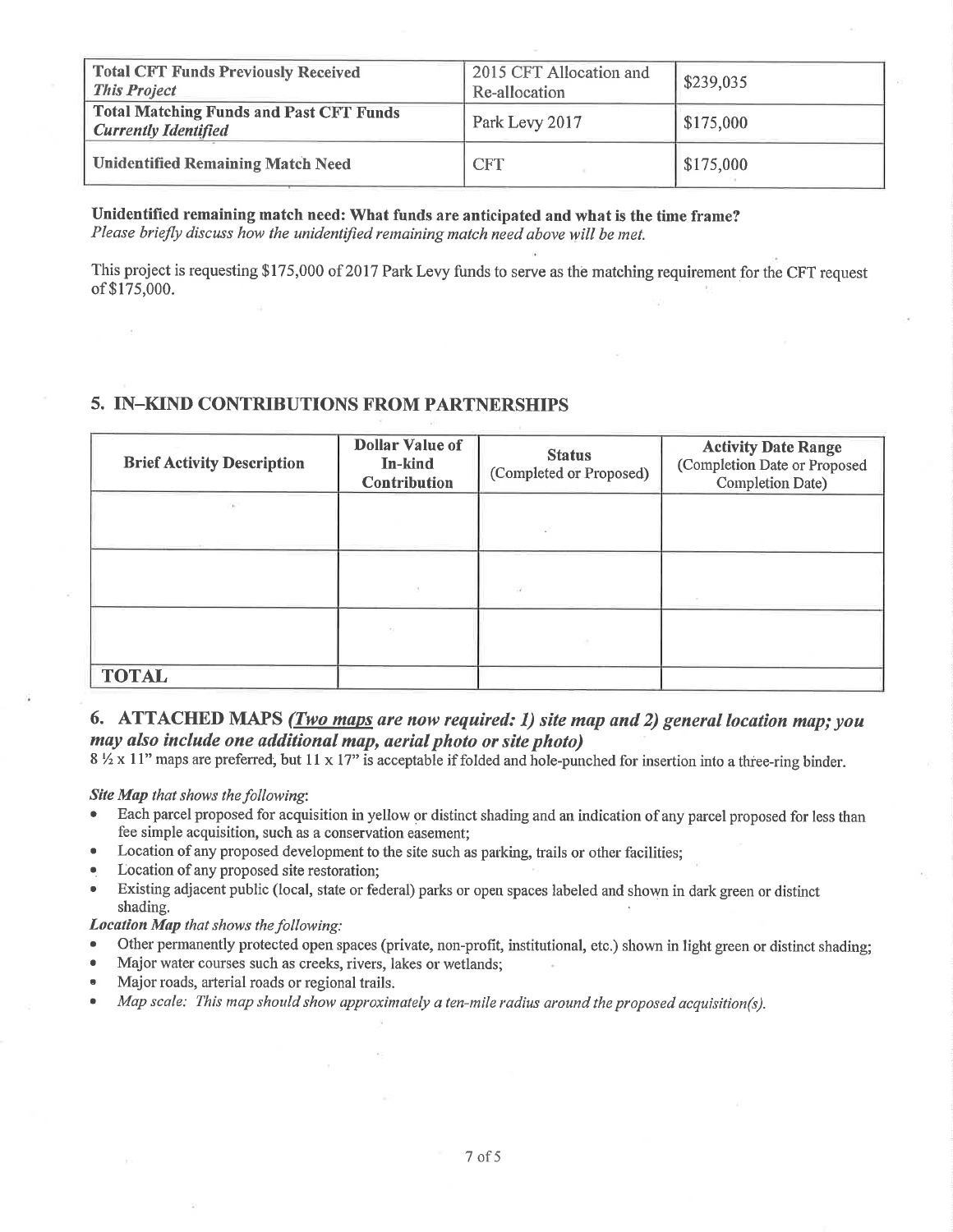| | | |
|---|---|---|
| **Total CFT Funds Previously Received** *This Project* | 2015 CFT Allocation and Re-allocation | $239,035 |
| **Total Matching Funds and Past CFT Funds** *Currently Identified* | Park Levy 2017 | $175,000 |
| **Unidentified Remaining Match Need** | CFT | $175,000 |

**Unidentified remaining match need: What funds are anticipated and what is the time frame?**
*Please briefly discuss how the unidentified remaining match need above will be met.*

This project is requesting $175,000 of 2017 Park Levy funds to serve as the matching requirement for the CFT request of $175,000.

## 5. IN-KIND CONTRIBUTIONS FROM PARTNERSHIPS

| Brief Activity Description | Dollar Value of In-kind Contribution | Status (Completed or Proposed) | Activity Date Range (Completion Date or Proposed Completion Date) |
|---|---|---|---|
| | | | |
| | | | |
| | | | |
| **TOTAL** | | | |

## 6. ATTACHED MAPS *(Two maps are now required: 1) site map and 2) general location map; you may also include one additional map, aerial photo or site photo)*

8 ½ x 11" maps are preferred, but 11 x 17" is acceptable if folded and hole-punched for insertion into a three-ring binder.

***Site Map** that shows the following:*

- Each parcel proposed for acquisition in yellow or distinct shading and an indication of any parcel proposed for less than fee simple acquisition, such as a conservation easement;
- Location of any proposed development to the site such as parking, trails or other facilities;
- Location of any proposed site restoration;
- Existing adjacent public (local, state or federal) parks or open spaces labeled and shown in dark green or distinct shading.

***Location Map** that shows the following:*

- Other permanently protected open spaces (private, non-profit, institutional, etc.) shown in light green or distinct shading;
- Major water courses such as creeks, rivers, lakes or wetlands;
- Major roads, arterial roads or regional trails.
- *Map scale: This map should show approximately a ten-mile radius around the proposed acquisition(s).*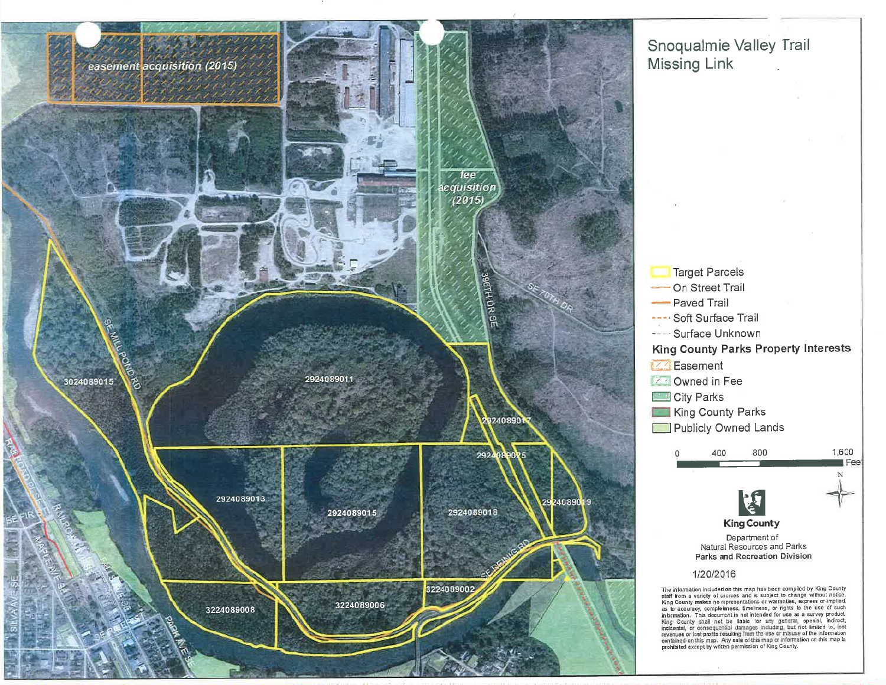# Snoqualmie Valley Trail Missing Link

easement acquisition (2015)

fee acquisition (2015)

3024089015

2924089011

2924089017

2924089025

2924089013

2924089015

2924089018

2924089019

3224089002

3224089008

3224089006

SE MILL POND RD

396TH DR SE

SE 70TH DR

SE REINIG RD

PARK AVE SE

SE FIR

RAILROAD AVE SE

FALLS AVE SE

MEADOWBROOK AVE SE

SILVA AVE SE

- Target Parcels
- On Street Trail
- Paved Trail
- Soft Surface Trail
- Surface Unknown

**King County Parks Property Interests**

- Easement
- Owned in Fee
- City Parks
- King County Parks
- Publicly Owned Lands

0 400 800 1,600 Feet

N

King County

Department of Natural Resources and Parks

**Parks and Recreation Division**

1/20/2016

The information included on this map has been compiled by King County staff from a variety of sources and is subject to change without notice. King County makes no representations or warranties, express or implied, as to accuracy, completeness, timeliness, or rights to the use of such information. This document is not intended for use as a survey product. King County shall not be liable for any general, special, indirect, incidental, or consequential damages including, but not limited to, lost revenues or lost profits resulting from the use or misuse of the information contained on this map. Any sale of this map or information on this map is prohibited except by written permission of King County.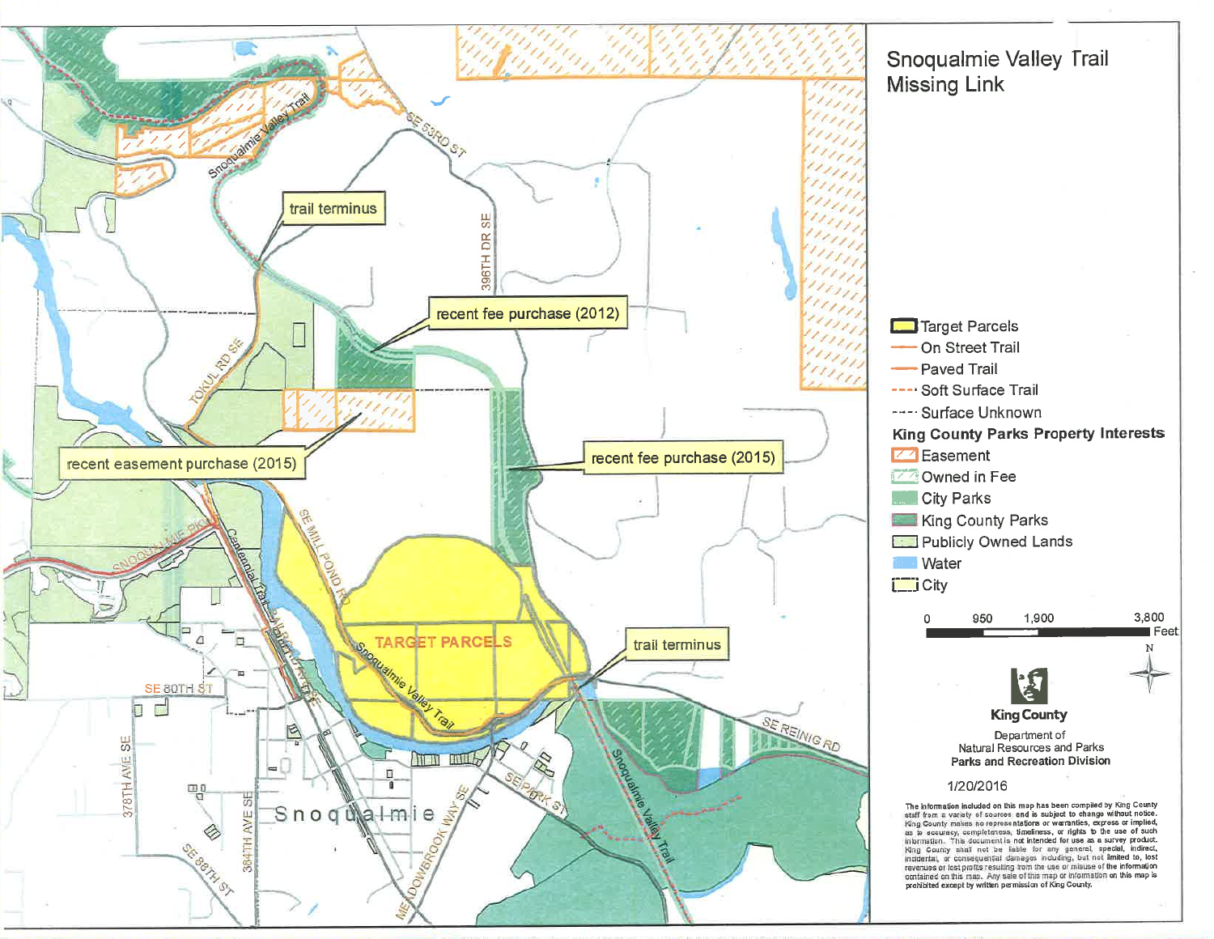# Snoqualmie Valley Trail Missing Link

trail terminus

recent fee purchase (2012)

recent easement purchase (2015)

recent fee purchase (2015)

TARGET PARCELS

trail terminus

Snoqualmie Valley Trail

SE 53RD ST

396TH DR SE

TOKUL RD SE

SNOQUALMIE PKWY

Centennial Trail

SE MILL POND RD

SE 80TH ST

378TH AVE SE

384TH AVE SE

SE 88TH ST

MEADOWBROOK WAY SE

SE PARK ST

SE REINIG RD

Snoqualmie

Target Parcels

On Street Trail

Paved Trail

Soft Surface Trail

Surface Unknown

**King County Parks Property Interests**

Easement

Owned in Fee

City Parks

King County Parks

Publicly Owned Lands

Water

City

0 950 1,900 3,800 Feet

N

King County

Department of Natural Resources and Parks
Parks and Recreation Division

1/20/2016

The information included on this map has been compiled by King County staff from a variety of sources and is subject to change without notice. King County makes no representations or warranties, express or implied, as to accuracy, completeness, timeliness, or rights to the use of such information. This document is not intended for use as a survey product. King County shall not be liable for any general, special, indirect, incidental, or consequential damages including, but not limited to, lost revenues or lost profits resulting from the use or misuse of the information contained on this map. Any sale of this map or information on this map is prohibited except by written permission of King County.